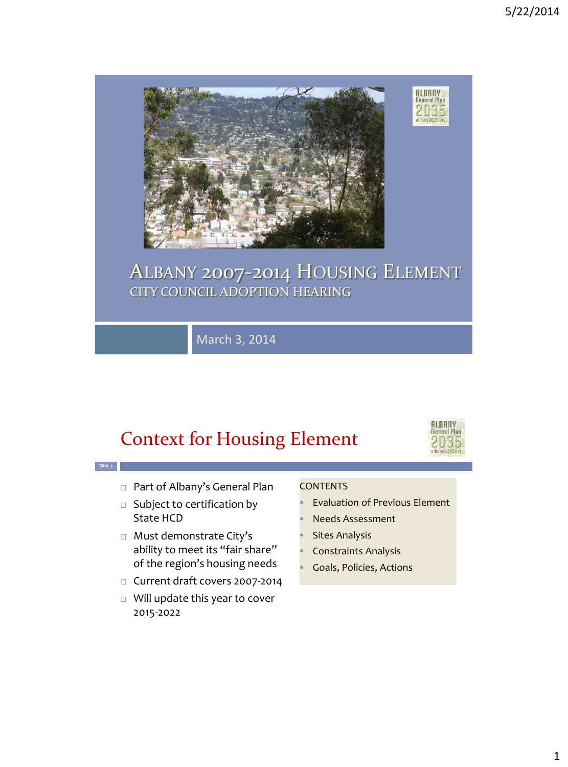# Albany 2007-2014 Housing Element

## City Council Adoption Hearing

March 3, 2014

## Context for Housing Element

- Part of Albany's General Plan
- Subject to certification by State HCD
- Must demonstrate City's ability to meet its "fair share" of the region's housing needs
- Current draft covers 2007-2014
- Will update this year to cover 2015-2022

CONTENTS

- Evaluation of Previous Element
- Needs Assessment
- Sites Analysis
- Constraints Analysis
- Goals, Policies, Actions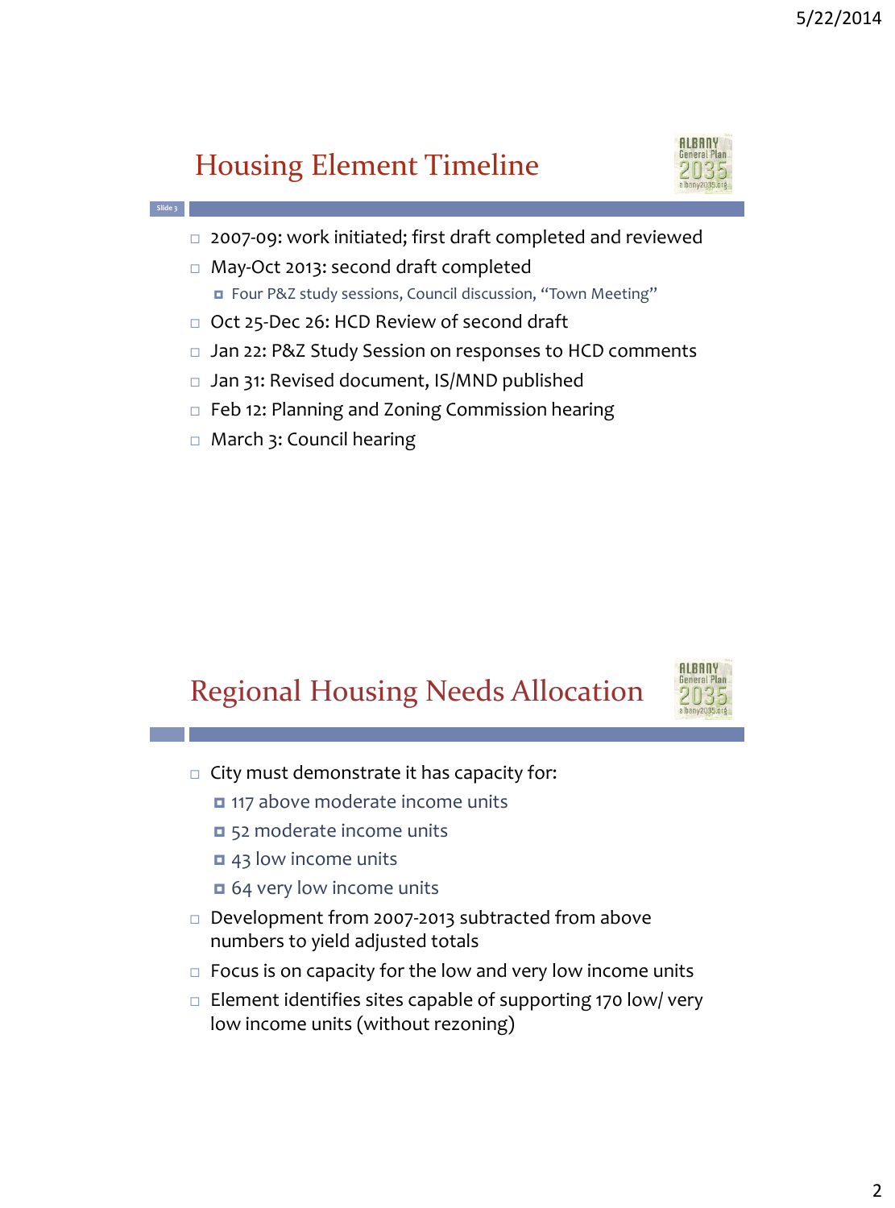## Housing Element Timeline

- 2007-09: work initiated; first draft completed and reviewed
- May-Oct 2013: second draft completed
  - Four P&Z study sessions, Council discussion, "Town Meeting"
- Oct 25-Dec 26: HCD Review of second draft
- Jan 22: P&Z Study Session on responses to HCD comments
- Jan 31: Revised document, IS/MND published
- Feb 12: Planning and Zoning Commission hearing
- March 3: Council hearing

## Regional Housing Needs Allocation

- City must demonstrate it has capacity for:
  - 117 above moderate income units
  - 52 moderate income units
  - 43 low income units
  - 64 very low income units
- Development from 2007-2013 subtracted from above numbers to yield adjusted totals
- Focus is on capacity for the low and very low income units
- Element identifies sites capable of supporting 170 low/ very low income units (without rezoning)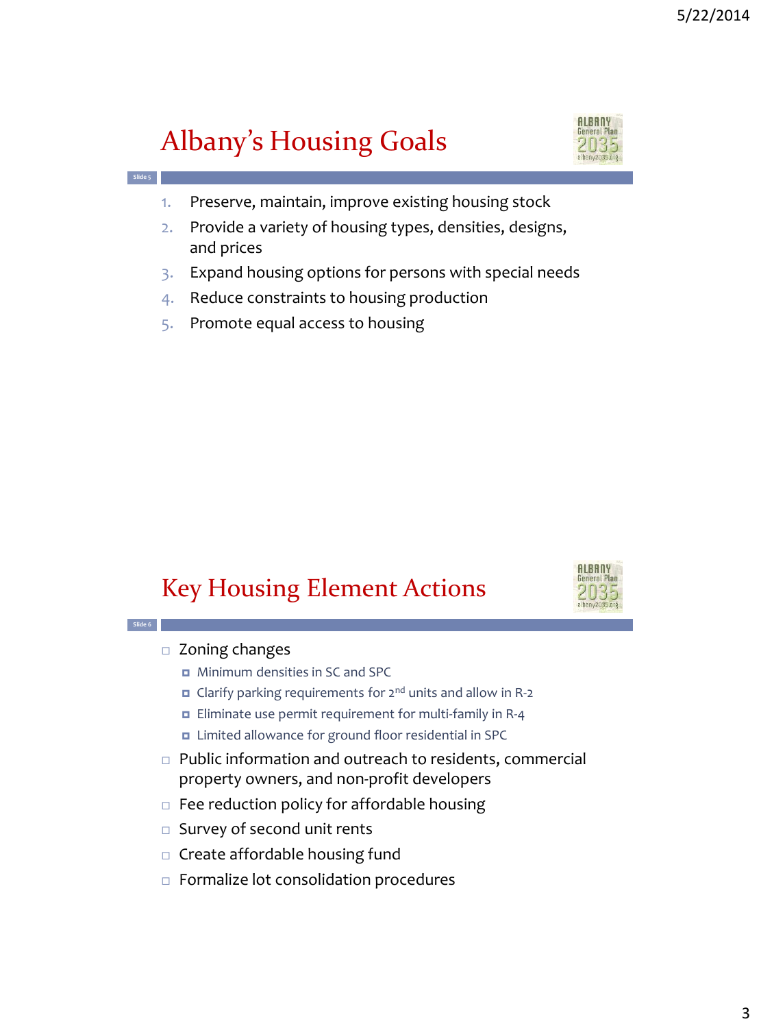# Albany's Housing Goals

1. Preserve, maintain, improve existing housing stock
2. Provide a variety of housing types, densities, designs, and prices
3. Expand housing options for persons with special needs
4. Reduce constraints to housing production
5. Promote equal access to housing

# Key Housing Element Actions

- Zoning changes
  - Minimum densities in SC and SPC
  - Clarify parking requirements for 2nd units and allow in R-2
  - Eliminate use permit requirement for multi-family in R-4
  - Limited allowance for ground floor residential in SPC
- Public information and outreach to residents, commercial property owners, and non-profit developers
- Fee reduction policy for affordable housing
- Survey of second unit rents
- Create affordable housing fund
- Formalize lot consolidation procedures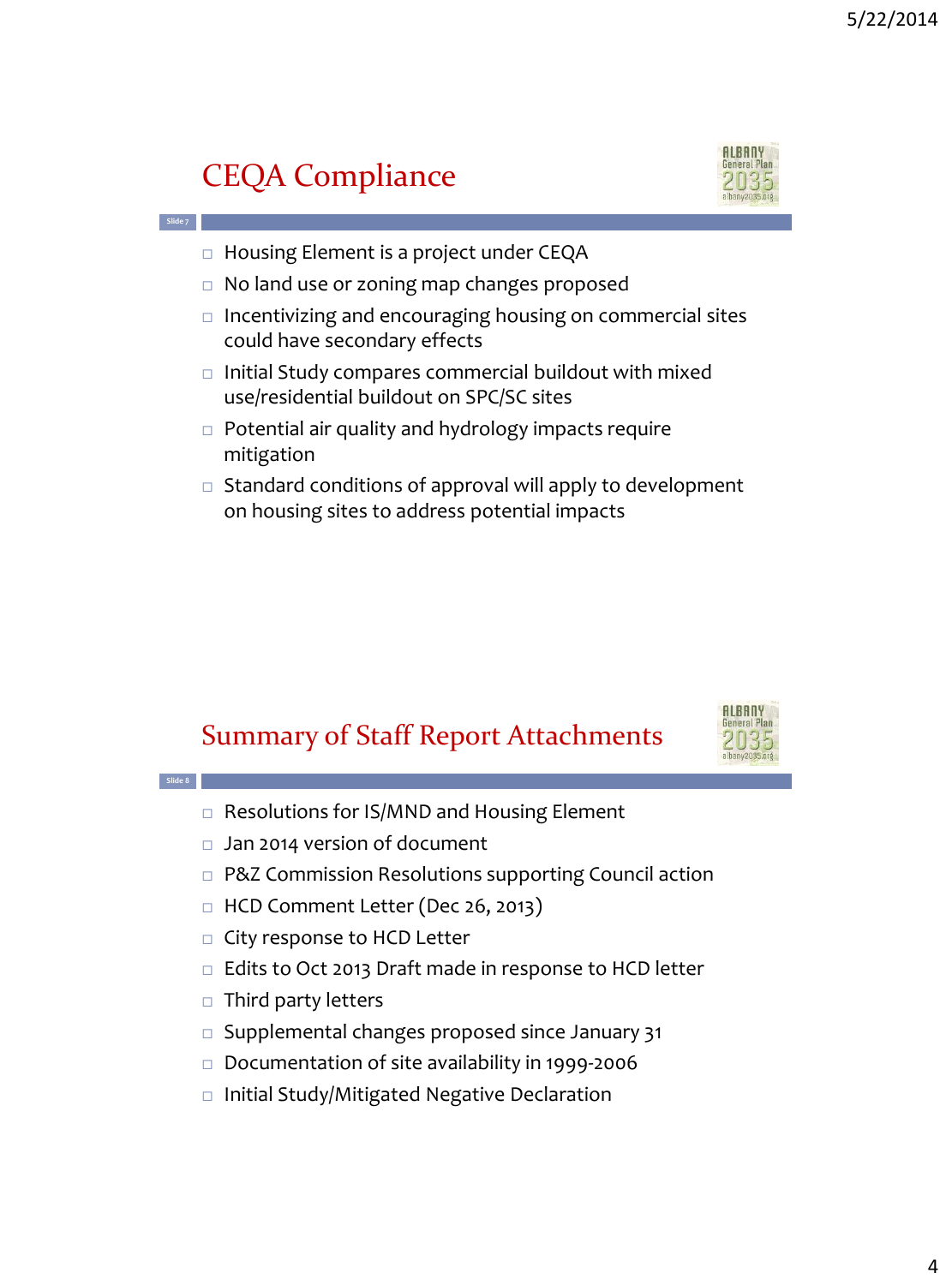## CEQA Compliance

- Housing Element is a project under CEQA
- No land use or zoning map changes proposed
- Incentivizing and encouraging housing on commercial sites could have secondary effects
- Initial Study compares commercial buildout with mixed use/residential buildout on SPC/SC sites
- Potential air quality and hydrology impacts require mitigation
- Standard conditions of approval will apply to development on housing sites to address potential impacts

## Summary of Staff Report Attachments

- Resolutions for IS/MND and Housing Element
- Jan 2014 version of document
- P&Z Commission Resolutions supporting Council action
- HCD Comment Letter (Dec 26, 2013)
- City response to HCD Letter
- Edits to Oct 2013 Draft made in response to HCD letter
- Third party letters
- Supplemental changes proposed since January 31
- Documentation of site availability in 1999-2006
- Initial Study/Mitigated Negative Declaration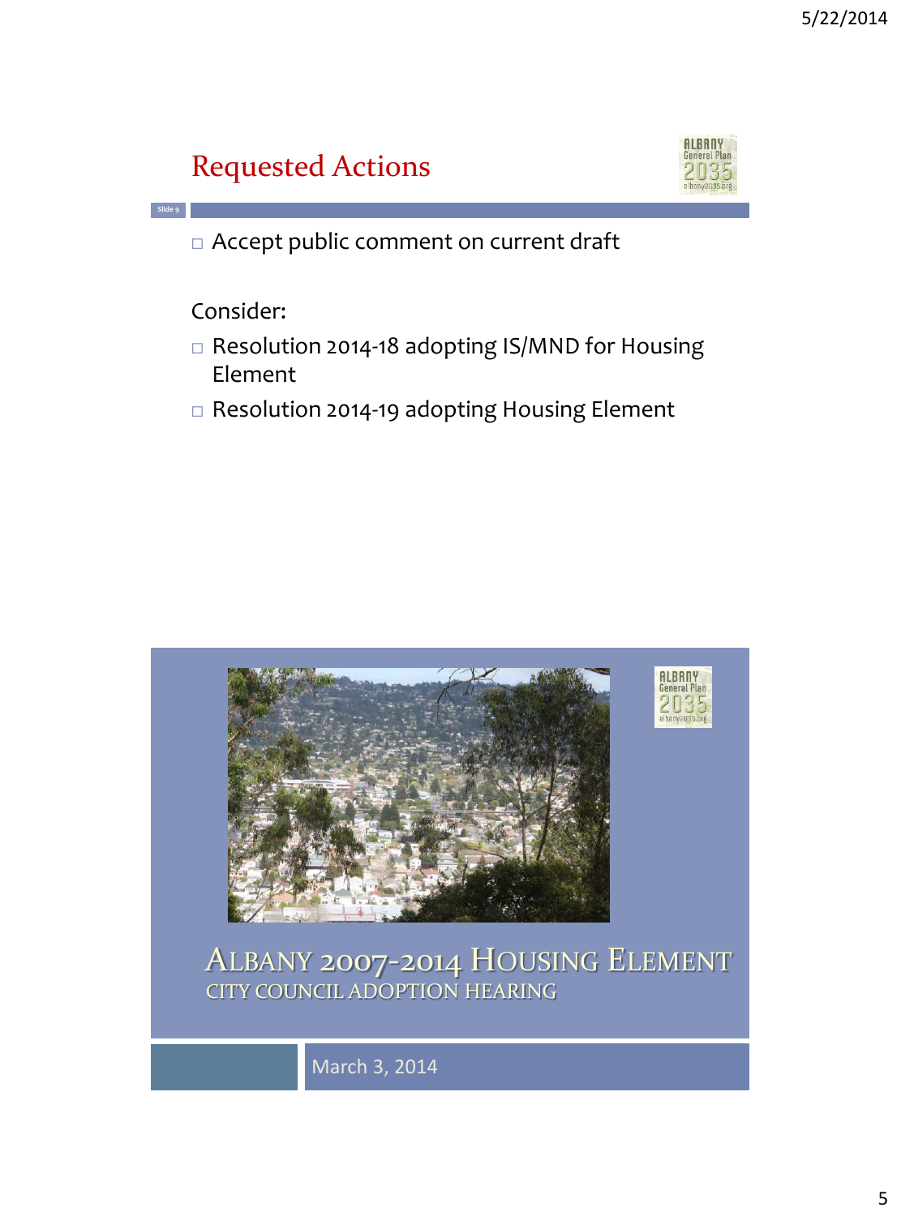## Requested Actions

- Accept public comment on current draft

Consider:

- Resolution 2014-18 adopting IS/MND for Housing Element
- Resolution 2014-19 adopting Housing Element

# Albany 2007-2014 Housing Element

City Council Adoption Hearing

March 3, 2014